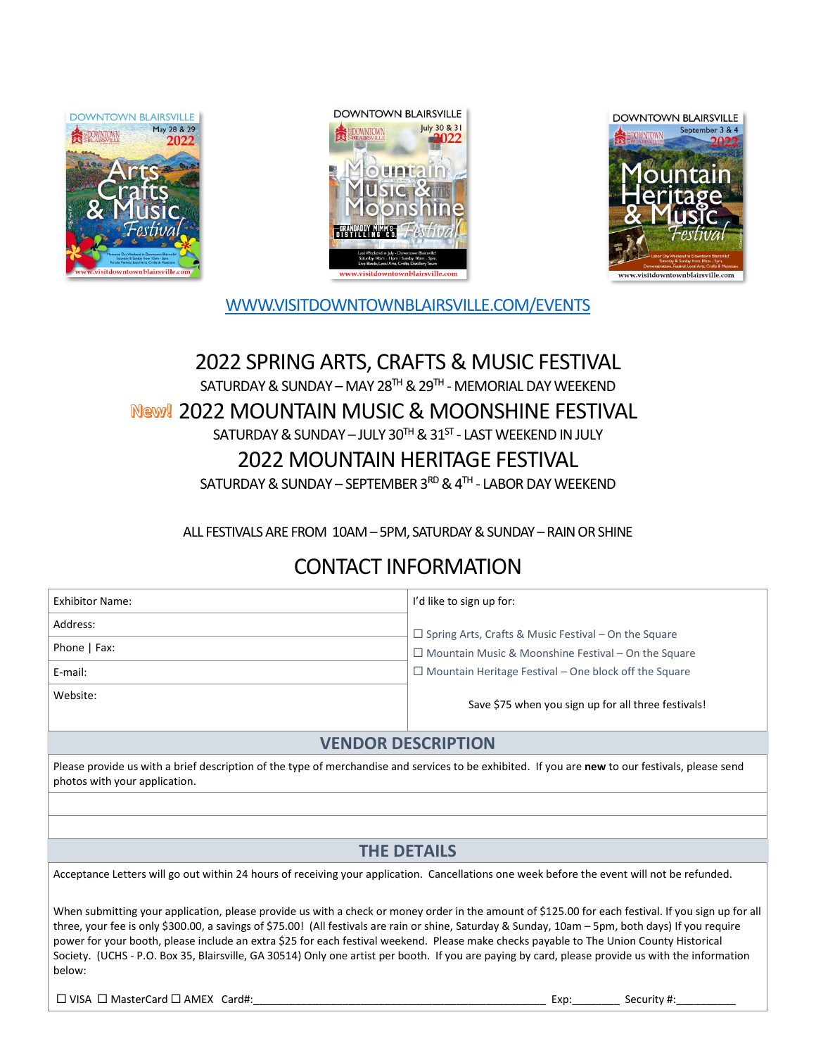WWW.VISITDOWNTOWNBLAIRSVILLE.COM/EVENTS

# 2022 SPRING ARTS, CRAFTS & MUSIC FESTIVAL

SATURDAY & SUNDAY – MAY 28TH & 29TH - MEMORIAL DAY WEEKEND

# New! 2022 MOUNTAIN MUSIC & MOONSHINE FESTIVAL

SATURDAY & SUNDAY – JULY 30TH & 31ST - LAST WEEKEND IN JULY

# 2022 MOUNTAIN HERITAGE FESTIVAL

SATURDAY & SUNDAY – SEPTEMBER 3RD & 4TH - LABOR DAY WEEKEND

ALL FESTIVALS ARE FROM 10AM – 5PM, SATURDAY & SUNDAY – RAIN OR SHINE

## CONTACT INFORMATION

| | |
|---|---|
| Exhibitor Name: | I'd like to sign up for: |
| Address: | ☐ Spring Arts, Crafts & Music Festival – On the Square |
| Phone \| Fax: | ☐ Mountain Music & Moonshine Festival – On the Square |
| E-mail: | ☐ Mountain Heritage Festival – One block off the Square |
| Website: | Save $75 when you sign up for all three festivals! |

## VENDOR DESCRIPTION

Please provide us with a brief description of the type of merchandise and services to be exhibited. If you are **new** to our festivals, please send photos with your application.

## THE DETAILS

Acceptance Letters will go out within 24 hours of receiving your application. Cancellations one week before the event will not be refunded.

When submitting your application, please provide us with a check or money order in the amount of $125.00 for each festival. If you sign up for all three, your fee is only $300.00, a savings of $75.00! (All festivals are rain or shine, Saturday & Sunday, 10am – 5pm, both days) If you require power for your booth, please include an extra $25 for each festival weekend. Please make checks payable to The Union County Historical Society. (UCHS - P.O. Box 35, Blairsville, GA 30514) Only one artist per booth. If you are paying by card, please provide us with the information below:

☐ VISA ☐ MasterCard ☐ AMEX Card#:_______________________________________________ Exp:________ Security #:__________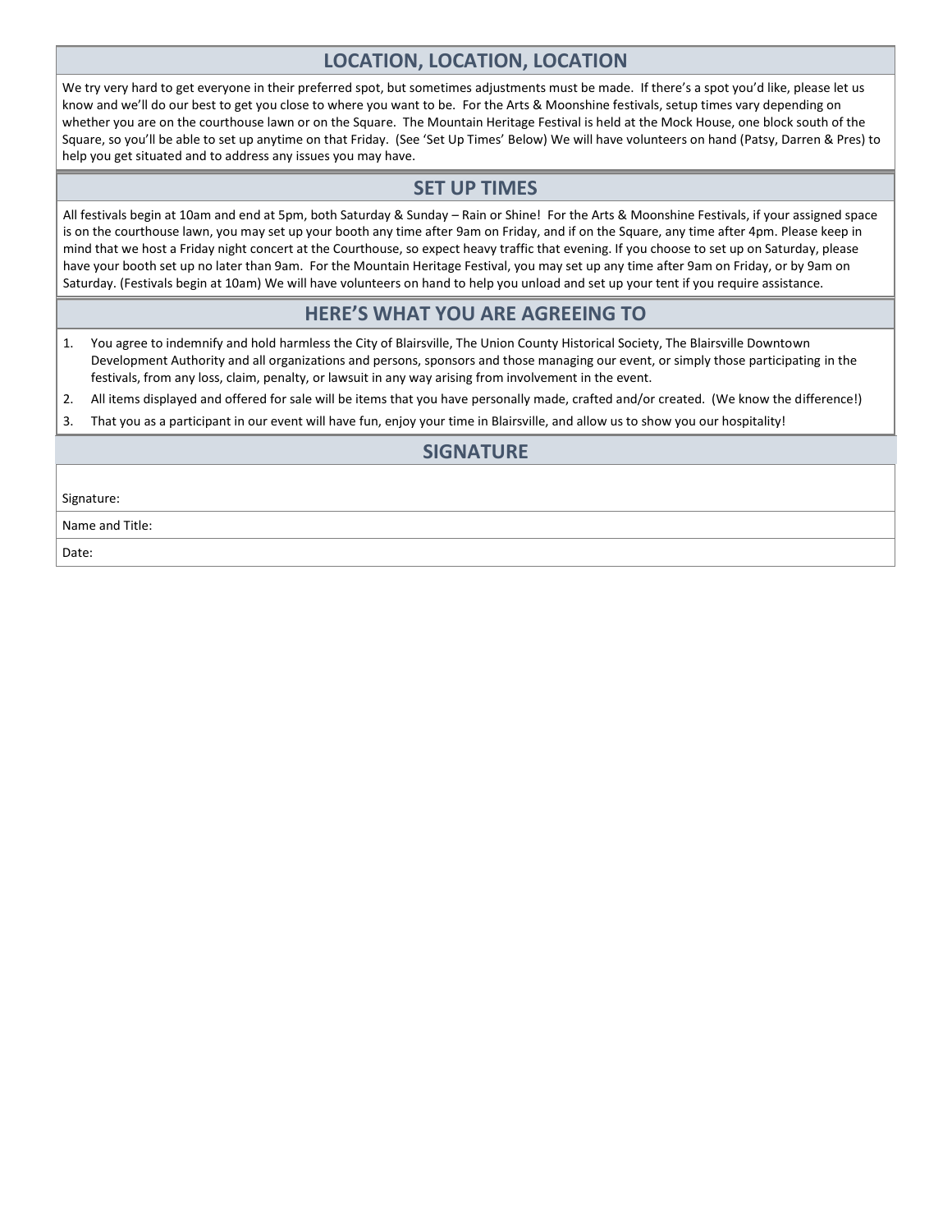## LOCATION, LOCATION, LOCATION

We try very hard to get everyone in their preferred spot, but sometimes adjustments must be made. If there's a spot you'd like, please let us know and we'll do our best to get you close to where you want to be. For the Arts & Moonshine festivals, setup times vary depending on whether you are on the courthouse lawn or on the Square. The Mountain Heritage Festival is held at the Mock House, one block south of the Square, so you'll be able to set up anytime on that Friday. (See 'Set Up Times' Below) We will have volunteers on hand (Patsy, Darren & Pres) to help you get situated and to address any issues you may have.

## SET UP TIMES

All festivals begin at 10am and end at 5pm, both Saturday & Sunday – Rain or Shine! For the Arts & Moonshine Festivals, if your assigned space is on the courthouse lawn, you may set up your booth any time after 9am on Friday, and if on the Square, any time after 4pm. Please keep in mind that we host a Friday night concert at the Courthouse, so expect heavy traffic that evening. If you choose to set up on Saturday, please have your booth set up no later than 9am. For the Mountain Heritage Festival, you may set up any time after 9am on Friday, or by 9am on Saturday. (Festivals begin at 10am) We will have volunteers on hand to help you unload and set up your tent if you require assistance.

## HERE'S WHAT YOU ARE AGREEING TO

1. You agree to indemnify and hold harmless the City of Blairsville, The Union County Historical Society, The Blairsville Downtown Development Authority and all organizations and persons, sponsors and those managing our event, or simply those participating in the festivals, from any loss, claim, penalty, or lawsuit in any way arising from involvement in the event.
2. All items displayed and offered for sale will be items that you have personally made, crafted and/or created. (We know the difference!)
3. That you as a participant in our event will have fun, enjoy your time in Blairsville, and allow us to show you our hospitality!

## SIGNATURE

Signature:

Name and Title:

Date: